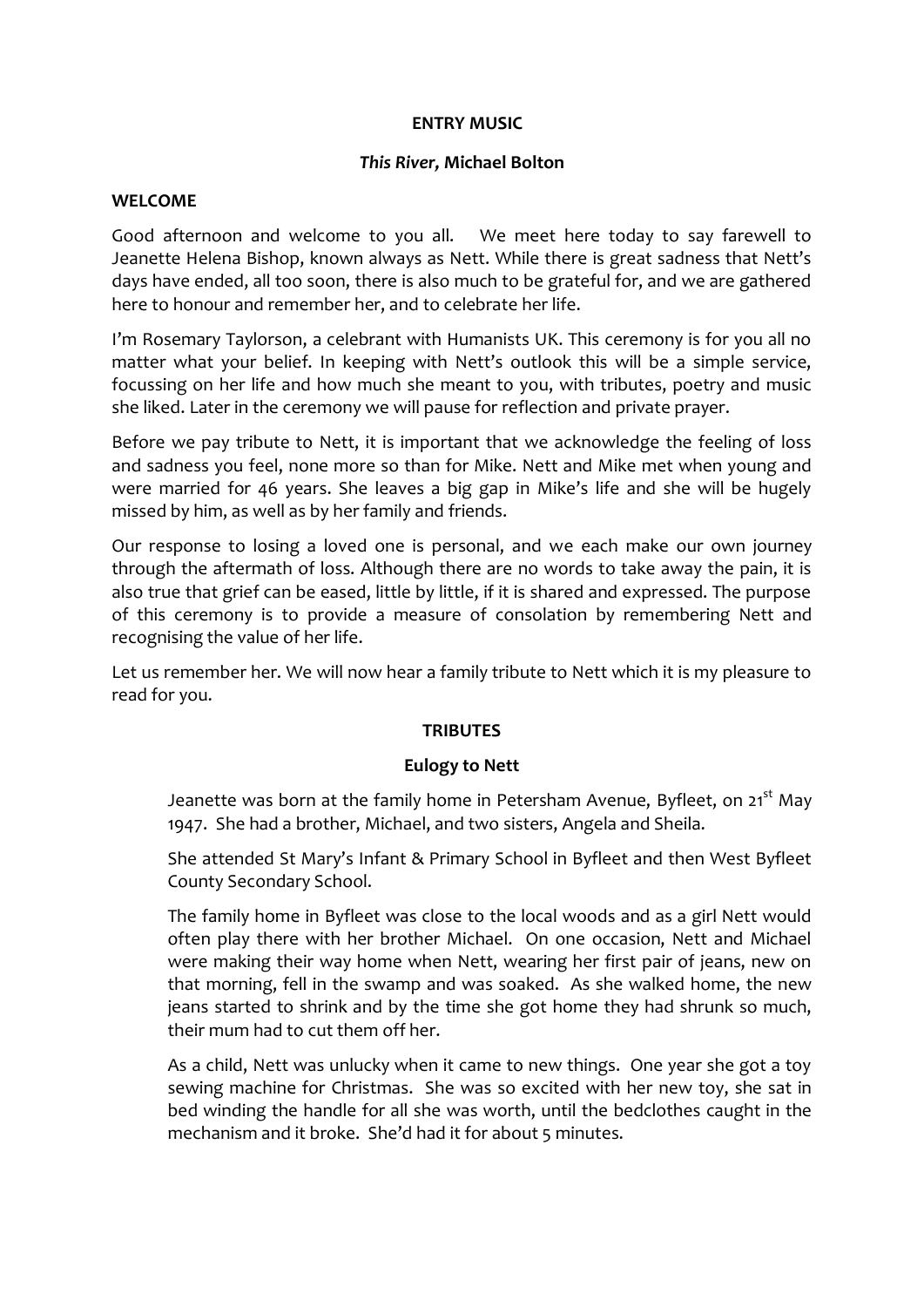**ENTRY MUSIC**

***This River,* Michael Bolton**

**WELCOME**

Good afternoon and welcome to you all. We meet here today to say farewell to Jeanette Helena Bishop, known always as Nett. While there is great sadness that Nett's days have ended, all too soon, there is also much to be grateful for, and we are gathered here to honour and remember her, and to celebrate her life.

I'm Rosemary Taylorson, a celebrant with Humanists UK. This ceremony is for you all no matter what your belief. In keeping with Nett's outlook this will be a simple service, focussing on her life and how much she meant to you, with tributes, poetry and music she liked. Later in the ceremony we will pause for reflection and private prayer.

Before we pay tribute to Nett, it is important that we acknowledge the feeling of loss and sadness you feel, none more so than for Mike. Nett and Mike met when young and were married for 46 years. She leaves a big gap in Mike's life and she will be hugely missed by him, as well as by her family and friends.

Our response to losing a loved one is personal, and we each make our own journey through the aftermath of loss. Although there are no words to take away the pain, it is also true that grief can be eased, little by little, if it is shared and expressed. The purpose of this ceremony is to provide a measure of consolation by remembering Nett and recognising the value of her life.

Let us remember her. We will now hear a family tribute to Nett which it is my pleasure to read for you.

**TRIBUTES**

**Eulogy to Nett**

Jeanette was born at the family home in Petersham Avenue, Byfleet, on 21st May 1947. She had a brother, Michael, and two sisters, Angela and Sheila.

She attended St Mary's Infant & Primary School in Byfleet and then West Byfleet County Secondary School.

The family home in Byfleet was close to the local woods and as a girl Nett would often play there with her brother Michael. On one occasion, Nett and Michael were making their way home when Nett, wearing her first pair of jeans, new on that morning, fell in the swamp and was soaked. As she walked home, the new jeans started to shrink and by the time she got home they had shrunk so much, their mum had to cut them off her.

As a child, Nett was unlucky when it came to new things. One year she got a toy sewing machine for Christmas. She was so excited with her new toy, she sat in bed winding the handle for all she was worth, until the bedclothes caught in the mechanism and it broke. She'd had it for about 5 minutes.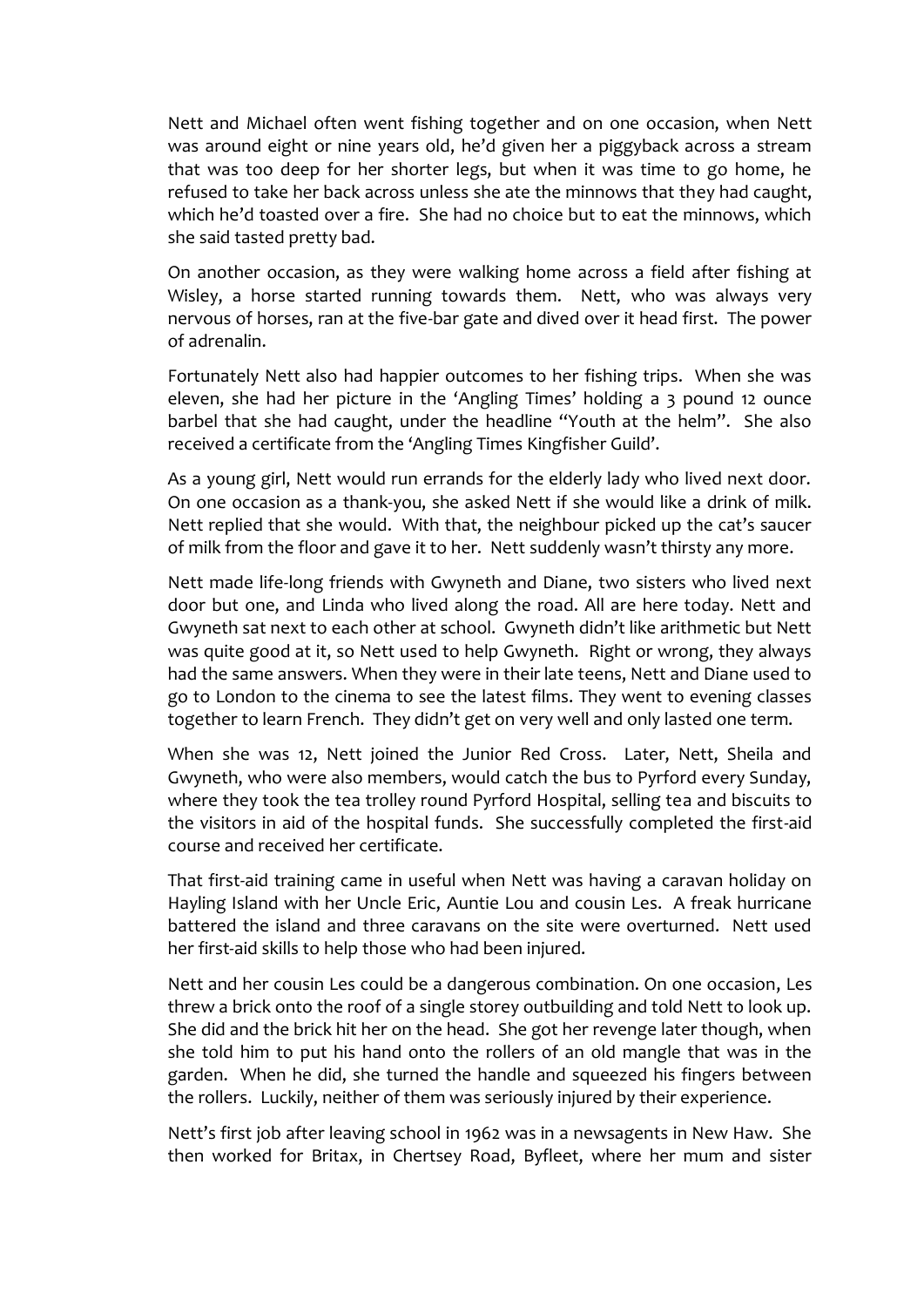Nett and Michael often went fishing together and on one occasion, when Nett was around eight or nine years old, he'd given her a piggyback across a stream that was too deep for her shorter legs, but when it was time to go home, he refused to take her back across unless she ate the minnows that they had caught, which he'd toasted over a fire. She had no choice but to eat the minnows, which she said tasted pretty bad.

On another occasion, as they were walking home across a field after fishing at Wisley, a horse started running towards them. Nett, who was always very nervous of horses, ran at the five-bar gate and dived over it head first. The power of adrenalin.

Fortunately Nett also had happier outcomes to her fishing trips. When she was eleven, she had her picture in the 'Angling Times' holding a 3 pound 12 ounce barbel that she had caught, under the headline "Youth at the helm". She also received a certificate from the 'Angling Times Kingfisher Guild'.

As a young girl, Nett would run errands for the elderly lady who lived next door. On one occasion as a thank-you, she asked Nett if she would like a drink of milk. Nett replied that she would. With that, the neighbour picked up the cat's saucer of milk from the floor and gave it to her. Nett suddenly wasn't thirsty any more.

Nett made life-long friends with Gwyneth and Diane, two sisters who lived next door but one, and Linda who lived along the road. All are here today. Nett and Gwyneth sat next to each other at school. Gwyneth didn't like arithmetic but Nett was quite good at it, so Nett used to help Gwyneth. Right or wrong, they always had the same answers. When they were in their late teens, Nett and Diane used to go to London to the cinema to see the latest films. They went to evening classes together to learn French. They didn't get on very well and only lasted one term.

When she was 12, Nett joined the Junior Red Cross. Later, Nett, Sheila and Gwyneth, who were also members, would catch the bus to Pyrford every Sunday, where they took the tea trolley round Pyrford Hospital, selling tea and biscuits to the visitors in aid of the hospital funds. She successfully completed the first-aid course and received her certificate.

That first-aid training came in useful when Nett was having a caravan holiday on Hayling Island with her Uncle Eric, Auntie Lou and cousin Les. A freak hurricane battered the island and three caravans on the site were overturned. Nett used her first-aid skills to help those who had been injured.

Nett and her cousin Les could be a dangerous combination. On one occasion, Les threw a brick onto the roof of a single storey outbuilding and told Nett to look up. She did and the brick hit her on the head. She got her revenge later though, when she told him to put his hand onto the rollers of an old mangle that was in the garden. When he did, she turned the handle and squeezed his fingers between the rollers. Luckily, neither of them was seriously injured by their experience.

Nett's first job after leaving school in 1962 was in a newsagents in New Haw. She then worked for Britax, in Chertsey Road, Byfleet, where her mum and sister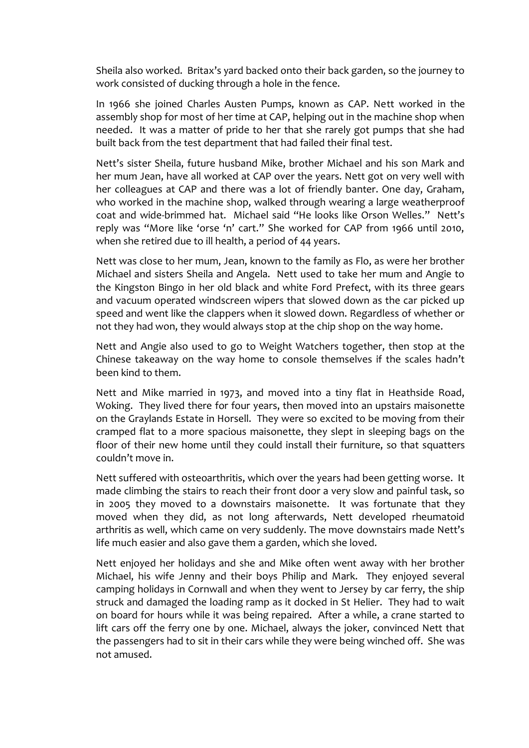Sheila also worked. Britax's yard backed onto their back garden, so the journey to work consisted of ducking through a hole in the fence.

In 1966 she joined Charles Austen Pumps, known as CAP. Nett worked in the assembly shop for most of her time at CAP, helping out in the machine shop when needed. It was a matter of pride to her that she rarely got pumps that she had built back from the test department that had failed their final test.

Nett's sister Sheila, future husband Mike, brother Michael and his son Mark and her mum Jean, have all worked at CAP over the years. Nett got on very well with her colleagues at CAP and there was a lot of friendly banter. One day, Graham, who worked in the machine shop, walked through wearing a large weatherproof coat and wide-brimmed hat. Michael said "He looks like Orson Welles." Nett's reply was "More like 'orse 'n' cart." She worked for CAP from 1966 until 2010, when she retired due to ill health, a period of 44 years.

Nett was close to her mum, Jean, known to the family as Flo, as were her brother Michael and sisters Sheila and Angela. Nett used to take her mum and Angie to the Kingston Bingo in her old black and white Ford Prefect, with its three gears and vacuum operated windscreen wipers that slowed down as the car picked up speed and went like the clappers when it slowed down. Regardless of whether or not they had won, they would always stop at the chip shop on the way home.

Nett and Angie also used to go to Weight Watchers together, then stop at the Chinese takeaway on the way home to console themselves if the scales hadn't been kind to them.

Nett and Mike married in 1973, and moved into a tiny flat in Heathside Road, Woking. They lived there for four years, then moved into an upstairs maisonette on the Graylands Estate in Horsell. They were so excited to be moving from their cramped flat to a more spacious maisonette, they slept in sleeping bags on the floor of their new home until they could install their furniture, so that squatters couldn't move in.

Nett suffered with osteoarthritis, which over the years had been getting worse. It made climbing the stairs to reach their front door a very slow and painful task, so in 2005 they moved to a downstairs maisonette. It was fortunate that they moved when they did, as not long afterwards, Nett developed rheumatoid arthritis as well, which came on very suddenly. The move downstairs made Nett's life much easier and also gave them a garden, which she loved.

Nett enjoyed her holidays and she and Mike often went away with her brother Michael, his wife Jenny and their boys Philip and Mark. They enjoyed several camping holidays in Cornwall and when they went to Jersey by car ferry, the ship struck and damaged the loading ramp as it docked in St Helier. They had to wait on board for hours while it was being repaired. After a while, a crane started to lift cars off the ferry one by one. Michael, always the joker, convinced Nett that the passengers had to sit in their cars while they were being winched off. She was not amused.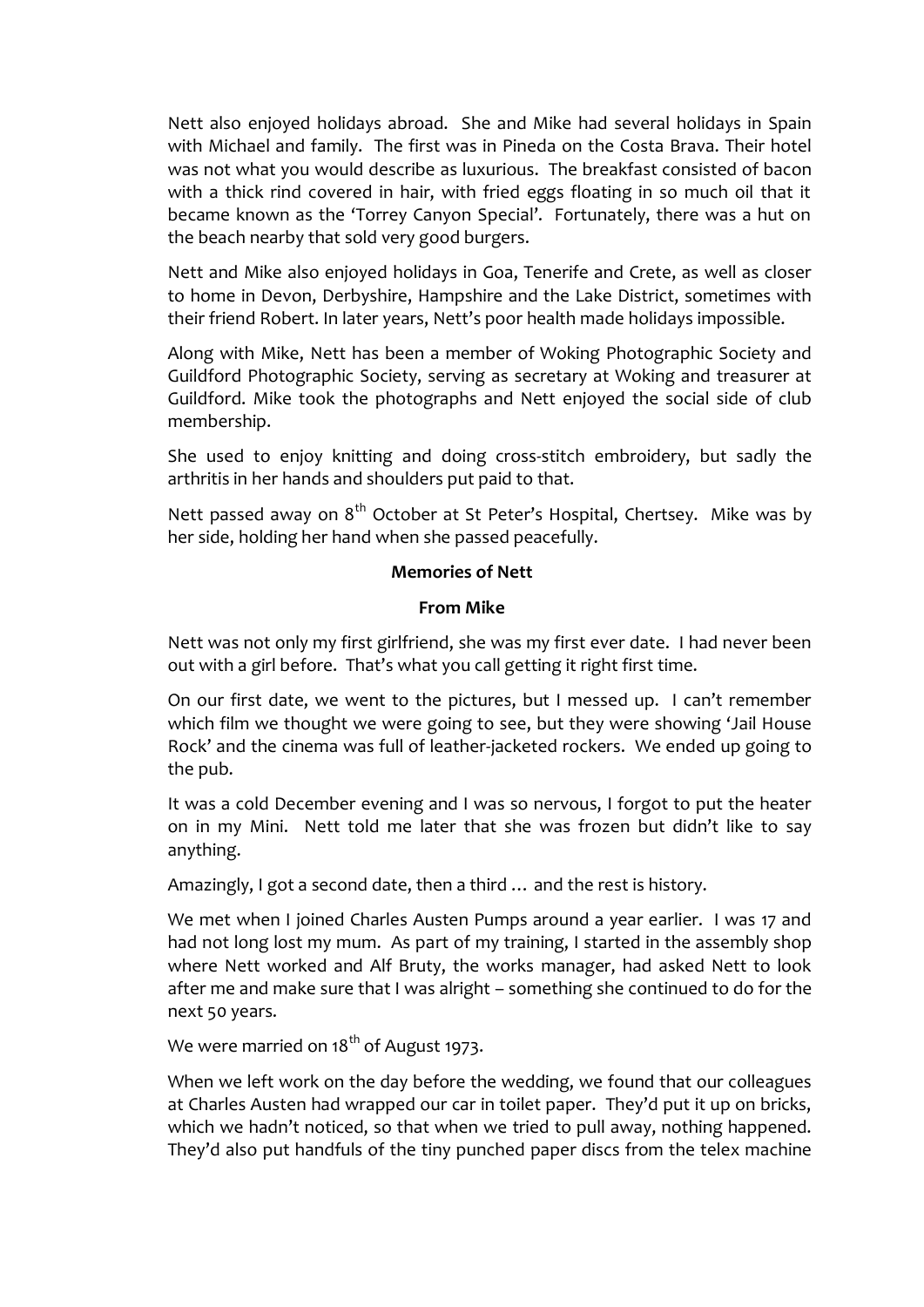Nett also enjoyed holidays abroad. She and Mike had several holidays in Spain with Michael and family. The first was in Pineda on the Costa Brava. Their hotel was not what you would describe as luxurious. The breakfast consisted of bacon with a thick rind covered in hair, with fried eggs floating in so much oil that it became known as the 'Torrey Canyon Special'. Fortunately, there was a hut on the beach nearby that sold very good burgers.

Nett and Mike also enjoyed holidays in Goa, Tenerife and Crete, as well as closer to home in Devon, Derbyshire, Hampshire and the Lake District, sometimes with their friend Robert. In later years, Nett's poor health made holidays impossible.

Along with Mike, Nett has been a member of Woking Photographic Society and Guildford Photographic Society, serving as secretary at Woking and treasurer at Guildford. Mike took the photographs and Nett enjoyed the social side of club membership.

She used to enjoy knitting and doing cross-stitch embroidery, but sadly the arthritis in her hands and shoulders put paid to that.

Nett passed away on 8th October at St Peter's Hospital, Chertsey. Mike was by her side, holding her hand when she passed peacefully.

**Memories of Nett**

**From Mike**

Nett was not only my first girlfriend, she was my first ever date. I had never been out with a girl before. That's what you call getting it right first time.

On our first date, we went to the pictures, but I messed up. I can't remember which film we thought we were going to see, but they were showing 'Jail House Rock' and the cinema was full of leather-jacketed rockers. We ended up going to the pub.

It was a cold December evening and I was so nervous, I forgot to put the heater on in my Mini. Nett told me later that she was frozen but didn't like to say anything.

Amazingly, I got a second date, then a third … and the rest is history.

We met when I joined Charles Austen Pumps around a year earlier. I was 17 and had not long lost my mum. As part of my training, I started in the assembly shop where Nett worked and Alf Bruty, the works manager, had asked Nett to look after me and make sure that I was alright – something she continued to do for the next 50 years.

We were married on 18th of August 1973.

When we left work on the day before the wedding, we found that our colleagues at Charles Austen had wrapped our car in toilet paper. They'd put it up on bricks, which we hadn't noticed, so that when we tried to pull away, nothing happened. They'd also put handfuls of the tiny punched paper discs from the telex machine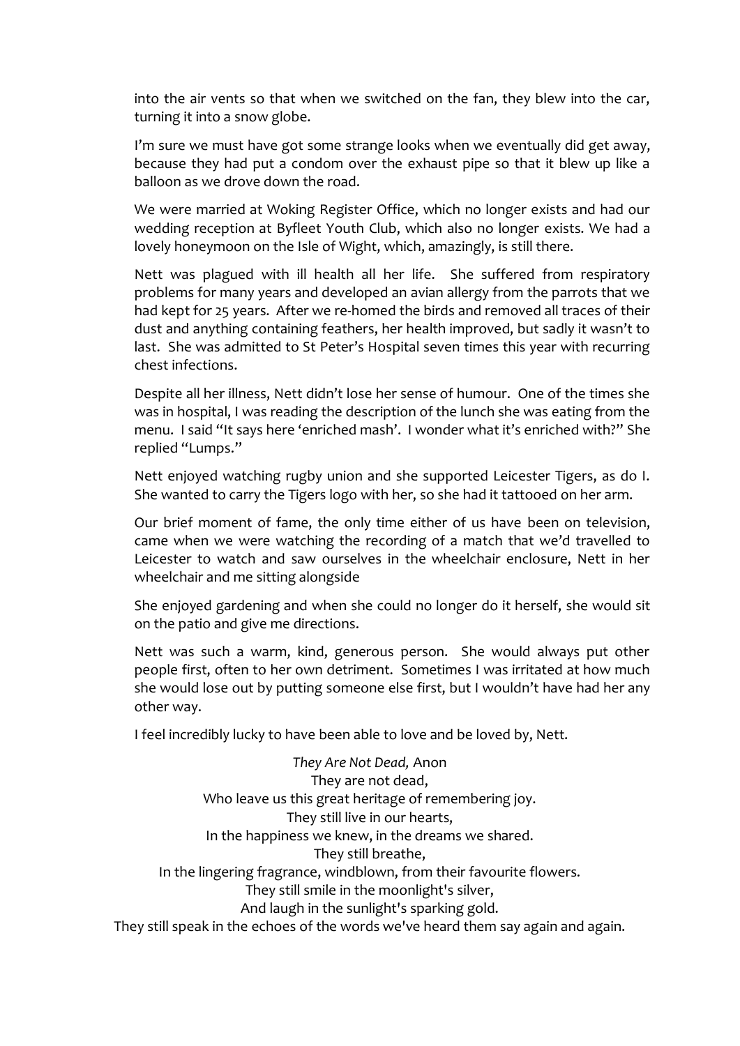into the air vents so that when we switched on the fan, they blew into the car, turning it into a snow globe.

I'm sure we must have got some strange looks when we eventually did get away, because they had put a condom over the exhaust pipe so that it blew up like a balloon as we drove down the road.

We were married at Woking Register Office, which no longer exists and had our wedding reception at Byfleet Youth Club, which also no longer exists. We had a lovely honeymoon on the Isle of Wight, which, amazingly, is still there.

Nett was plagued with ill health all her life. She suffered from respiratory problems for many years and developed an avian allergy from the parrots that we had kept for 25 years. After we re-homed the birds and removed all traces of their dust and anything containing feathers, her health improved, but sadly it wasn't to last. She was admitted to St Peter's Hospital seven times this year with recurring chest infections.

Despite all her illness, Nett didn't lose her sense of humour. One of the times she was in hospital, I was reading the description of the lunch she was eating from the menu. I said "It says here 'enriched mash'. I wonder what it's enriched with?" She replied "Lumps."

Nett enjoyed watching rugby union and she supported Leicester Tigers, as do I. She wanted to carry the Tigers logo with her, so she had it tattooed on her arm.

Our brief moment of fame, the only time either of us have been on television, came when we were watching the recording of a match that we'd travelled to Leicester to watch and saw ourselves in the wheelchair enclosure, Nett in her wheelchair and me sitting alongside

She enjoyed gardening and when she could no longer do it herself, she would sit on the patio and give me directions.

Nett was such a warm, kind, generous person. She would always put other people first, often to her own detriment. Sometimes I was irritated at how much she would lose out by putting someone else first, but I wouldn't have had her any other way.

I feel incredibly lucky to have been able to love and be loved by, Nett.

*They Are Not Dead,* Anon

They are not dead,  
Who leave us this great heritage of remembering joy.  
They still live in our hearts,  
In the happiness we knew, in the dreams we shared.  
They still breathe,  
In the lingering fragrance, windblown, from their favourite flowers.  
They still smile in the moonlight's silver,  
And laugh in the sunlight's sparking gold.  
They still speak in the echoes of the words we've heard them say again and again.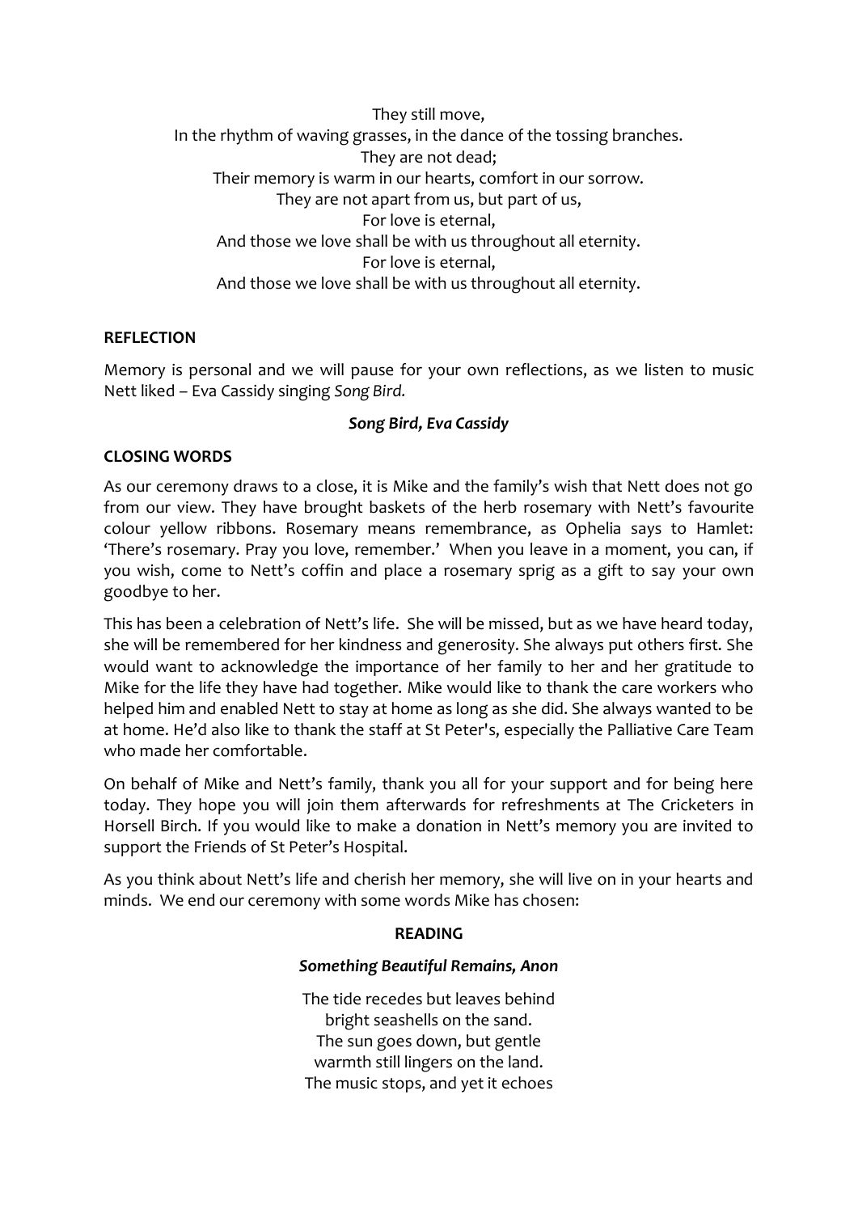They still move,  
In the rhythm of waving grasses, in the dance of the tossing branches.  
They are not dead;  
Their memory is warm in our hearts, comfort in our sorrow.  
They are not apart from us, but part of us,  
For love is eternal,  
And those we love shall be with us throughout all eternity.  
For love is eternal,  
And those we love shall be with us throughout all eternity.

**REFLECTION**

Memory is personal and we will pause for your own reflections, as we listen to music Nett liked – Eva Cassidy singing *Song Bird.*

***Song Bird, Eva Cassidy***

**CLOSING WORDS**

As our ceremony draws to a close, it is Mike and the family's wish that Nett does not go from our view. They have brought baskets of the herb rosemary with Nett's favourite colour yellow ribbons. Rosemary means remembrance, as Ophelia says to Hamlet: 'There's rosemary. Pray you love, remember.' When you leave in a moment, you can, if you wish, come to Nett's coffin and place a rosemary sprig as a gift to say your own goodbye to her.

This has been a celebration of Nett's life. She will be missed, but as we have heard today, she will be remembered for her kindness and generosity. She always put others first. She would want to acknowledge the importance of her family to her and her gratitude to Mike for the life they have had together. Mike would like to thank the care workers who helped him and enabled Nett to stay at home as long as she did. She always wanted to be at home. He'd also like to thank the staff at St Peter's, especially the Palliative Care Team who made her comfortable.

On behalf of Mike and Nett's family, thank you all for your support and for being here today. They hope you will join them afterwards for refreshments at The Cricketers in Horsell Birch. If you would like to make a donation in Nett's memory you are invited to support the Friends of St Peter's Hospital.

As you think about Nett's life and cherish her memory, she will live on in your hearts and minds. We end our ceremony with some words Mike has chosen:

**READING**

***Something Beautiful Remains, Anon***

The tide recedes but leaves behind  
bright seashells on the sand.  
The sun goes down, but gentle  
warmth still lingers on the land.  
The music stops, and yet it echoes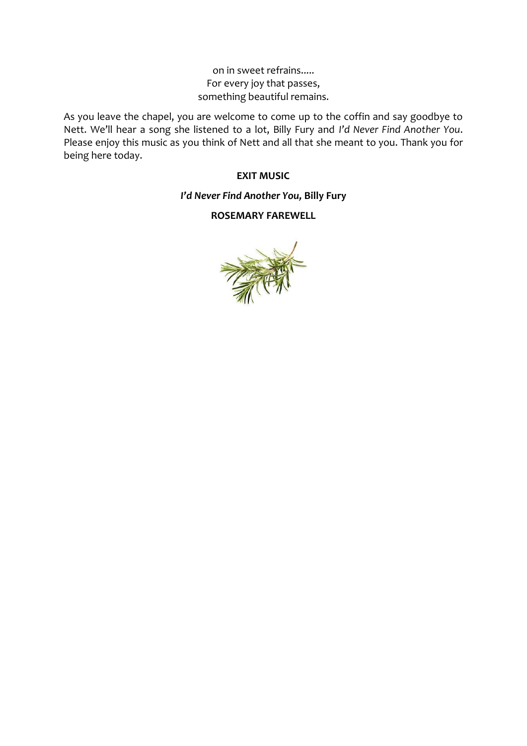on in sweet refrains.....
For every joy that passes,
something beautiful remains.

As you leave the chapel, you are welcome to come up to the coffin and say goodbye to Nett. We'll hear a song she listened to a lot, Billy Fury and *I'd Never Find Another You*. Please enjoy this music as you think of Nett and all that she meant to you. Thank you for being here today.

**EXIT MUSIC**

***I'd Never Find Another You,* Billy Fury**

**ROSEMARY FAREWELL**